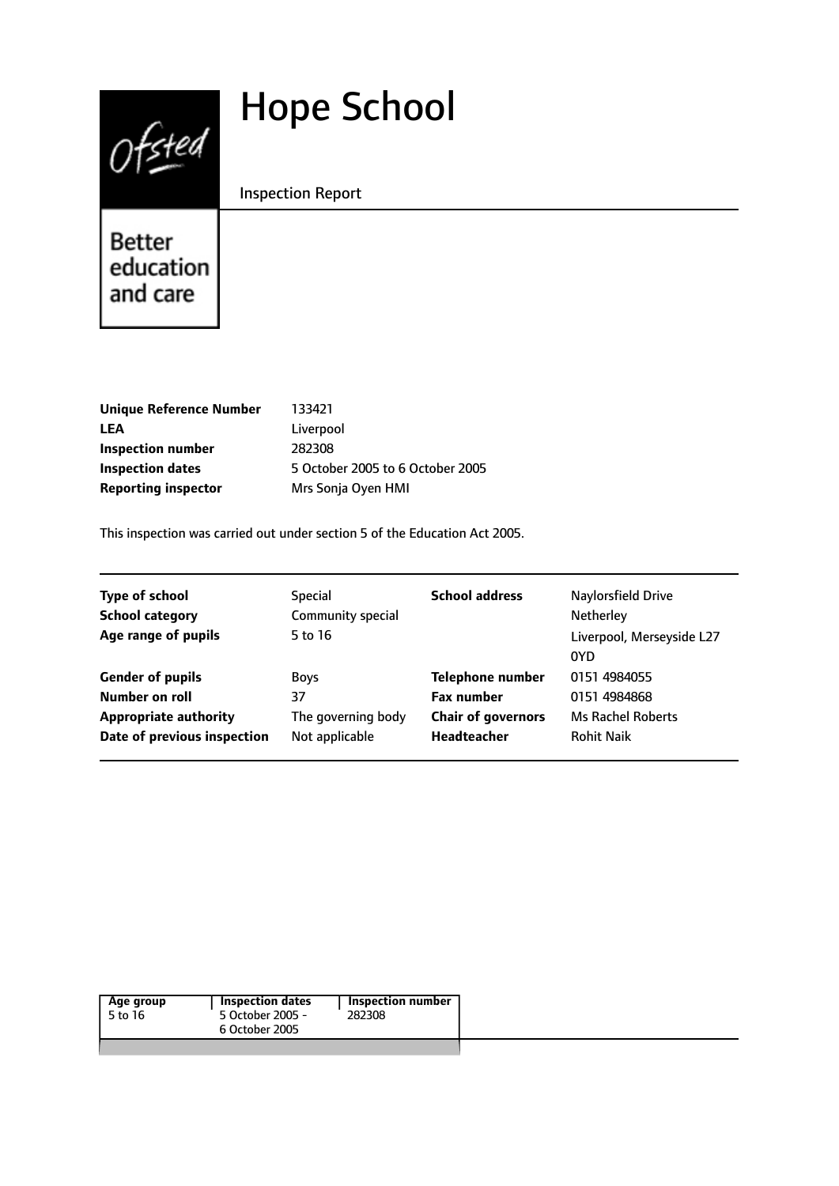# Hope School

Inspection Report

Better education and care

| | |
|---|---|
| **Unique Reference Number** | 133421 |
| **LEA** | Liverpool |
| **Inspection number** | 282308 |
| **Inspection dates** | 5 October 2005 to 6 October 2005 |
| **Reporting inspector** | Mrs Sonja Oyen HMI |

This inspection was carried out under section 5 of the Education Act 2005.

| | | | |
|---|---|---|---|
| **Type of school** | Special | **School address** | Naylorsfield Drive |
| **School category** | Community special | | Netherley |
| **Age range of pupils** | 5 to 16 | | Liverpool, Merseyside L27 0YD |
| **Gender of pupils** | Boys | **Telephone number** | 0151 4984055 |
| **Number on roll** | 37 | **Fax number** | 0151 4984868 |
| **Appropriate authority** | The governing body | **Chair of governors** | Ms Rachel Roberts |
| **Date of previous inspection** | Not applicable | **Headteacher** | Rohit Naik |

| Age group | Inspection dates | Inspection number |
|---|---|---|
| 5 to 16 | 5 October 2005 - 6 October 2005 | 282308 |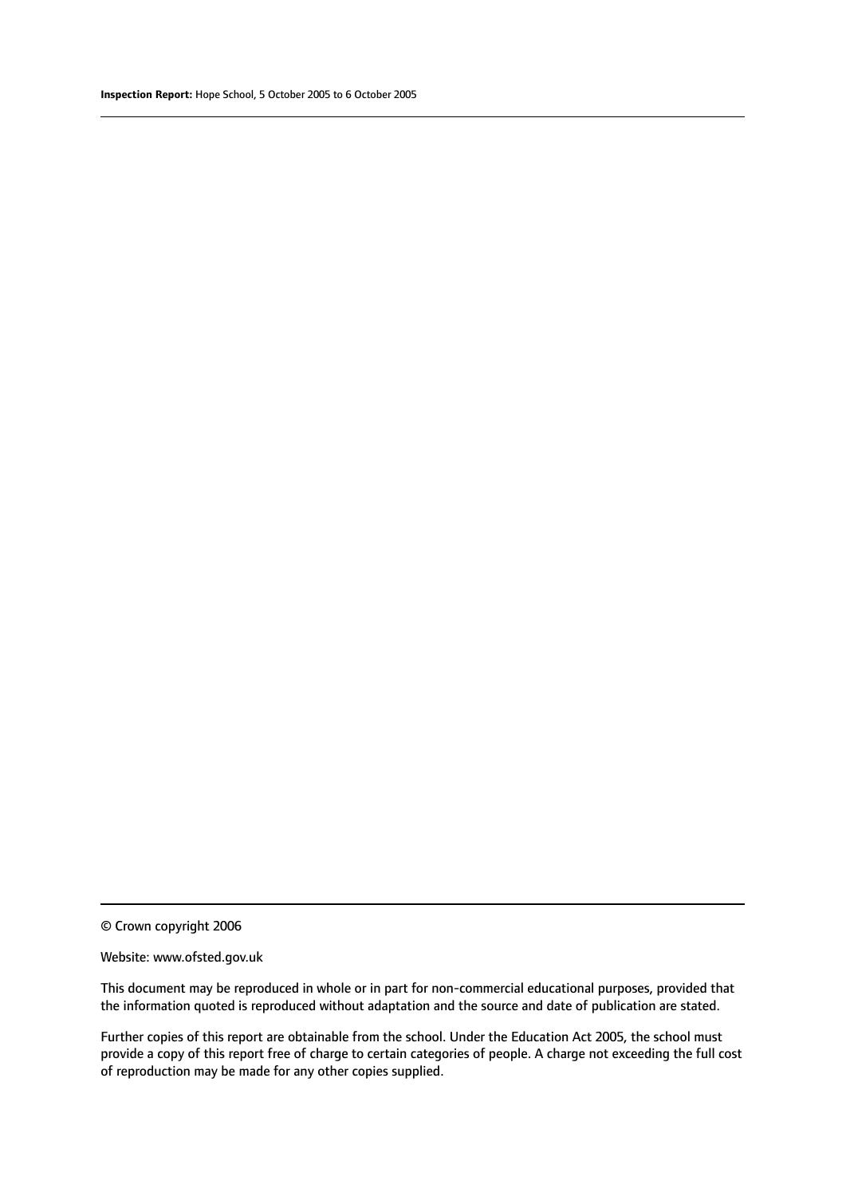© Crown copyright 2006

Website: www.ofsted.gov.uk

This document may be reproduced in whole or in part for non-commercial educational purposes, provided that the information quoted is reproduced without adaptation and the source and date of publication are stated.

Further copies of this report are obtainable from the school. Under the Education Act 2005, the school must provide a copy of this report free of charge to certain categories of people. A charge not exceeding the full cost of reproduction may be made for any other copies supplied.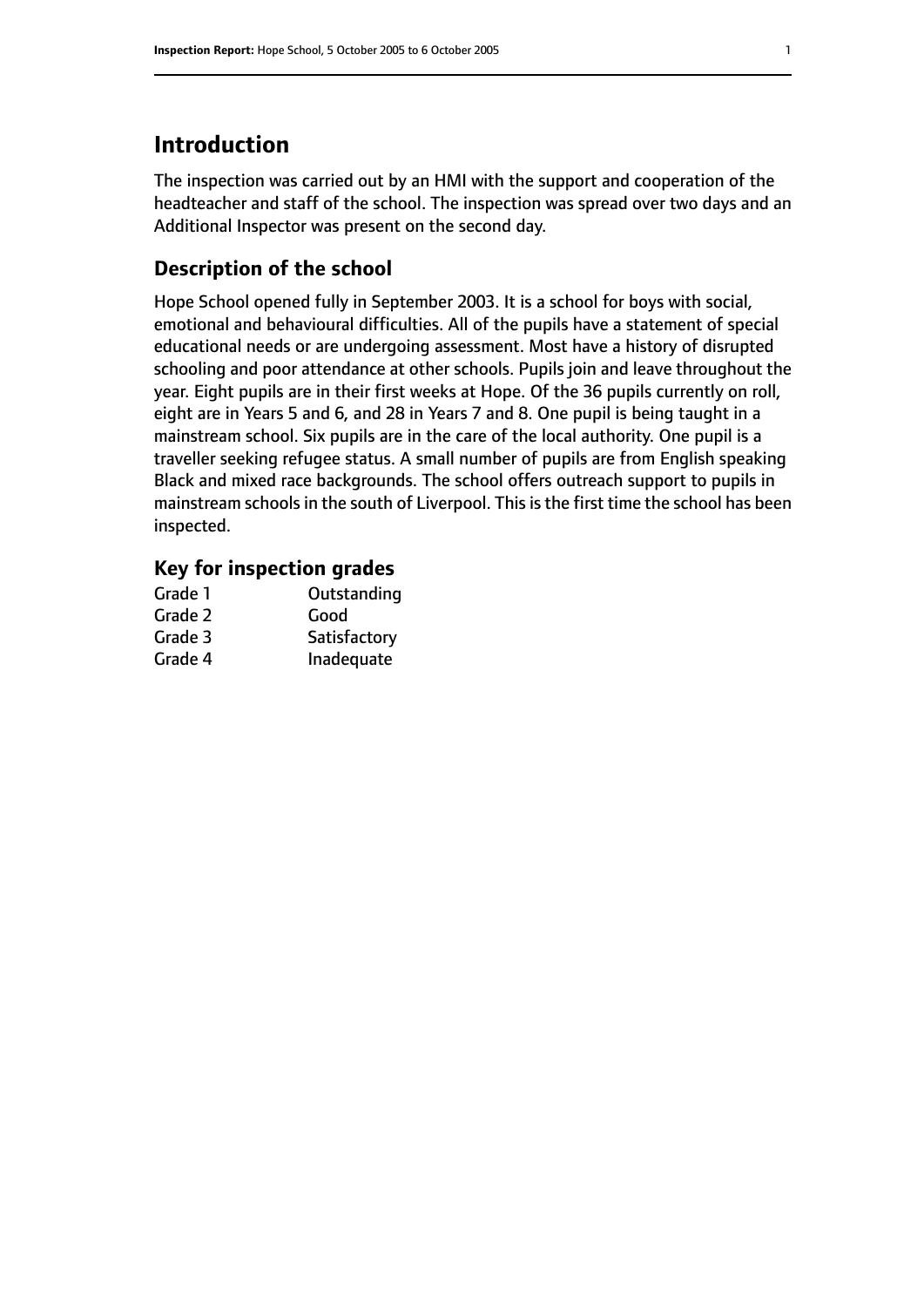## Introduction

The inspection was carried out by an HMI with the support and cooperation of the headteacher and staff of the school. The inspection was spread over two days and an Additional Inspector was present on the second day.

## Description of the school

Hope School opened fully in September 2003. It is a school for boys with social, emotional and behavioural difficulties. All of the pupils have a statement of special educational needs or are undergoing assessment. Most have a history of disrupted schooling and poor attendance at other schools. Pupils join and leave throughout the year. Eight pupils are in their first weeks at Hope. Of the 36 pupils currently on roll, eight are in Years 5 and 6, and 28 in Years 7 and 8. One pupil is being taught in a mainstream school. Six pupils are in the care of the local authority. One pupil is a traveller seeking refugee status. A small number of pupils are from English speaking Black and mixed race backgrounds. The school offers outreach support to pupils in mainstream schools in the south of Liverpool. This is the first time the school has been inspected.

### Key for inspection grades

| | |
|---|---|
| Grade 1 | Outstanding |
| Grade 2 | Good |
| Grade 3 | Satisfactory |
| Grade 4 | Inadequate |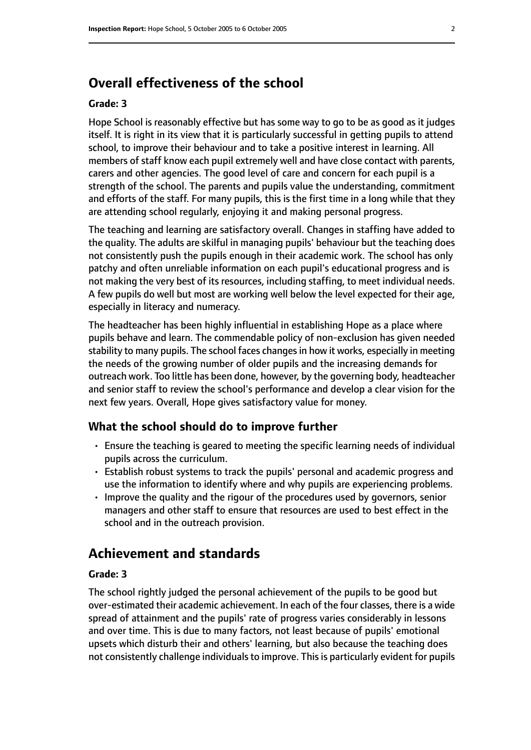## Overall effectiveness of the school

**Grade: 3**

Hope School is reasonably effective but has some way to go to be as good as it judges itself. It is right in its view that it is particularly successful in getting pupils to attend school, to improve their behaviour and to take a positive interest in learning. All members of staff know each pupil extremely well and have close contact with parents, carers and other agencies. The good level of care and concern for each pupil is a strength of the school. The parents and pupils value the understanding, commitment and efforts of the staff. For many pupils, this is the first time in a long while that they are attending school regularly, enjoying it and making personal progress.

The teaching and learning are satisfactory overall. Changes in staffing have added to the quality. The adults are skilful in managing pupils' behaviour but the teaching does not consistently push the pupils enough in their academic work. The school has only patchy and often unreliable information on each pupil's educational progress and is not making the very best of its resources, including staffing, to meet individual needs. A few pupils do well but most are working well below the level expected for their age, especially in literacy and numeracy.

The headteacher has been highly influential in establishing Hope as a place where pupils behave and learn. The commendable policy of non-exclusion has given needed stability to many pupils. The school faces changes in how it works, especially in meeting the needs of the growing number of older pupils and the increasing demands for outreach work. Too little has been done, however, by the governing body, headteacher and senior staff to review the school's performance and develop a clear vision for the next few years. Overall, Hope gives satisfactory value for money.

### What the school should do to improve further

- Ensure the teaching is geared to meeting the specific learning needs of individual pupils across the curriculum.
- Establish robust systems to track the pupils' personal and academic progress and use the information to identify where and why pupils are experiencing problems.
- Improve the quality and the rigour of the procedures used by governors, senior managers and other staff to ensure that resources are used to best effect in the school and in the outreach provision.

## Achievement and standards

**Grade: 3**

The school rightly judged the personal achievement of the pupils to be good but over-estimated their academic achievement. In each of the four classes, there is a wide spread of attainment and the pupils' rate of progress varies considerably in lessons and over time. This is due to many factors, not least because of pupils' emotional upsets which disturb their and others' learning, but also because the teaching does not consistently challenge individuals to improve. This is particularly evident for pupils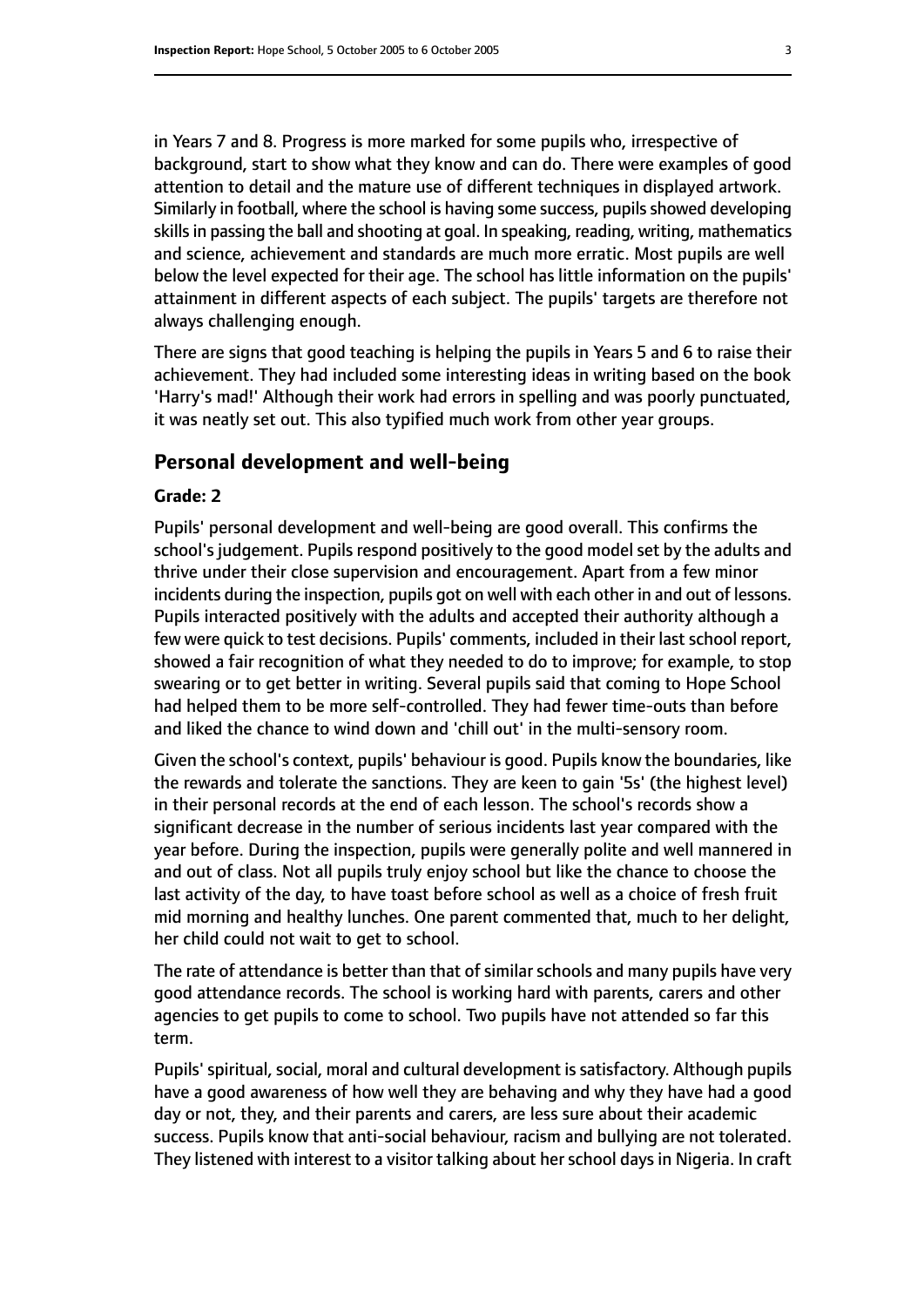in Years 7 and 8. Progress is more marked for some pupils who, irrespective of background, start to show what they know and can do. There were examples of good attention to detail and the mature use of different techniques in displayed artwork. Similarly in football, where the school is having some success, pupils showed developing skills in passing the ball and shooting at goal. In speaking, reading, writing, mathematics and science, achievement and standards are much more erratic. Most pupils are well below the level expected for their age. The school has little information on the pupils' attainment in different aspects of each subject. The pupils' targets are therefore not always challenging enough.

There are signs that good teaching is helping the pupils in Years 5 and 6 to raise their achievement. They had included some interesting ideas in writing based on the book 'Harry's mad!' Although their work had errors in spelling and was poorly punctuated, it was neatly set out. This also typified much work from other year groups.

## Personal development and well-being

**Grade: 2**

Pupils' personal development and well-being are good overall. This confirms the school's judgement. Pupils respond positively to the good model set by the adults and thrive under their close supervision and encouragement. Apart from a few minor incidents during the inspection, pupils got on well with each other in and out of lessons. Pupils interacted positively with the adults and accepted their authority although a few were quick to test decisions. Pupils' comments, included in their last school report, showed a fair recognition of what they needed to do to improve; for example, to stop swearing or to get better in writing. Several pupils said that coming to Hope School had helped them to be more self-controlled. They had fewer time-outs than before and liked the chance to wind down and 'chill out' in the multi-sensory room.

Given the school's context, pupils' behaviour is good. Pupils know the boundaries, like the rewards and tolerate the sanctions. They are keen to gain '5s' (the highest level) in their personal records at the end of each lesson. The school's records show a significant decrease in the number of serious incidents last year compared with the year before. During the inspection, pupils were generally polite and well mannered in and out of class. Not all pupils truly enjoy school but like the chance to choose the last activity of the day, to have toast before school as well as a choice of fresh fruit mid morning and healthy lunches. One parent commented that, much to her delight, her child could not wait to get to school.

The rate of attendance is better than that of similar schools and many pupils have very good attendance records. The school is working hard with parents, carers and other agencies to get pupils to come to school. Two pupils have not attended so far this term.

Pupils' spiritual, social, moral and cultural development is satisfactory. Although pupils have a good awareness of how well they are behaving and why they have had a good day or not, they, and their parents and carers, are less sure about their academic success. Pupils know that anti-social behaviour, racism and bullying are not tolerated. They listened with interest to a visitor talking about her school days in Nigeria. In craft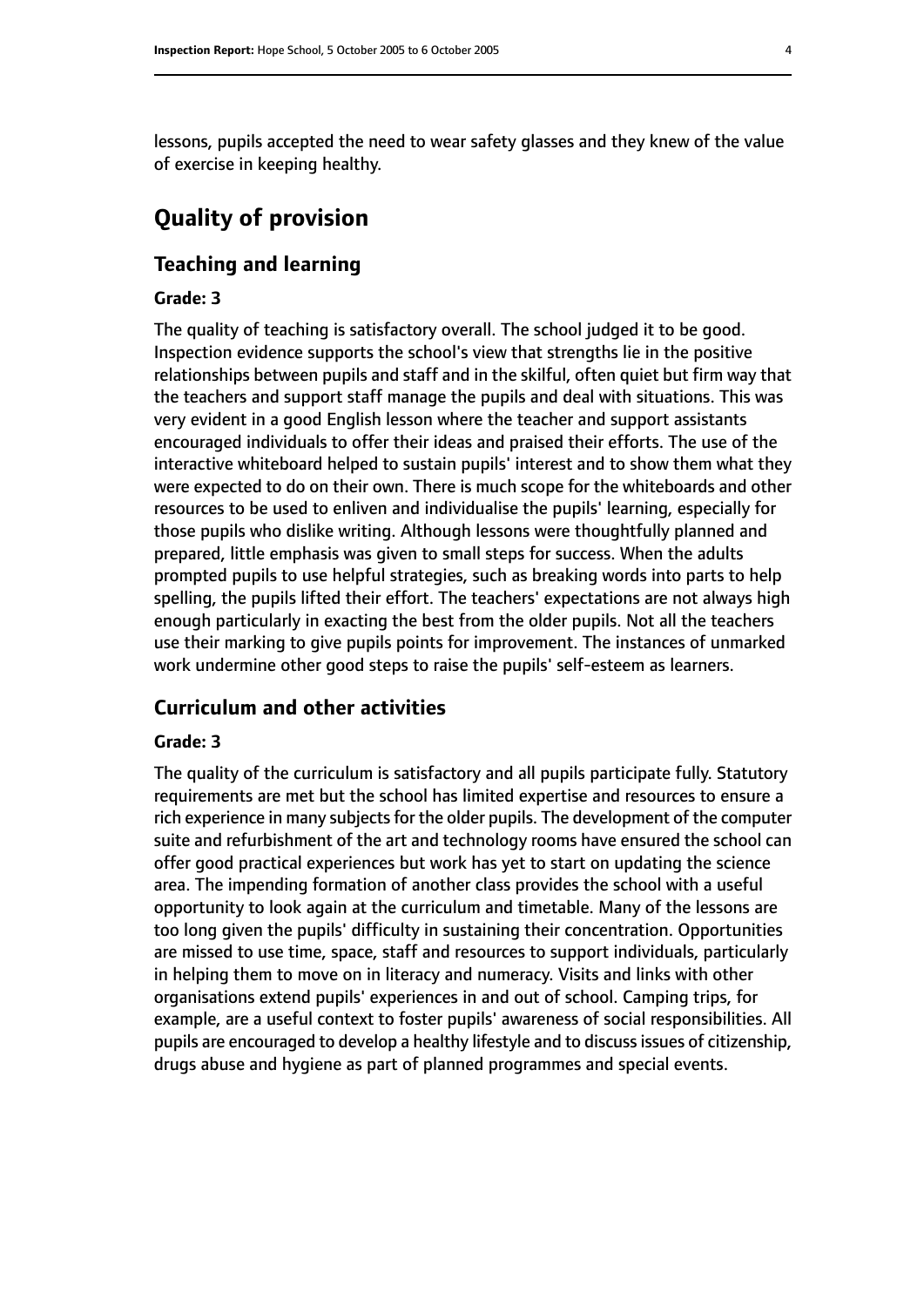lessons, pupils accepted the need to wear safety glasses and they knew of the value of exercise in keeping healthy.

# Quality of provision

## Teaching and learning

### Grade: 3

The quality of teaching is satisfactory overall. The school judged it to be good. Inspection evidence supports the school's view that strengths lie in the positive relationships between pupils and staff and in the skilful, often quiet but firm way that the teachers and support staff manage the pupils and deal with situations. This was very evident in a good English lesson where the teacher and support assistants encouraged individuals to offer their ideas and praised their efforts. The use of the interactive whiteboard helped to sustain pupils' interest and to show them what they were expected to do on their own. There is much scope for the whiteboards and other resources to be used to enliven and individualise the pupils' learning, especially for those pupils who dislike writing. Although lessons were thoughtfully planned and prepared, little emphasis was given to small steps for success. When the adults prompted pupils to use helpful strategies, such as breaking words into parts to help spelling, the pupils lifted their effort. The teachers' expectations are not always high enough particularly in exacting the best from the older pupils. Not all the teachers use their marking to give pupils points for improvement. The instances of unmarked work undermine other good steps to raise the pupils' self-esteem as learners.

## Curriculum and other activities

### Grade: 3

The quality of the curriculum is satisfactory and all pupils participate fully. Statutory requirements are met but the school has limited expertise and resources to ensure a rich experience in many subjects for the older pupils. The development of the computer suite and refurbishment of the art and technology rooms have ensured the school can offer good practical experiences but work has yet to start on updating the science area. The impending formation of another class provides the school with a useful opportunity to look again at the curriculum and timetable. Many of the lessons are too long given the pupils' difficulty in sustaining their concentration. Opportunities are missed to use time, space, staff and resources to support individuals, particularly in helping them to move on in literacy and numeracy. Visits and links with other organisations extend pupils' experiences in and out of school. Camping trips, for example, are a useful context to foster pupils' awareness of social responsibilities. All pupils are encouraged to develop a healthy lifestyle and to discuss issues of citizenship, drugs abuse and hygiene as part of planned programmes and special events.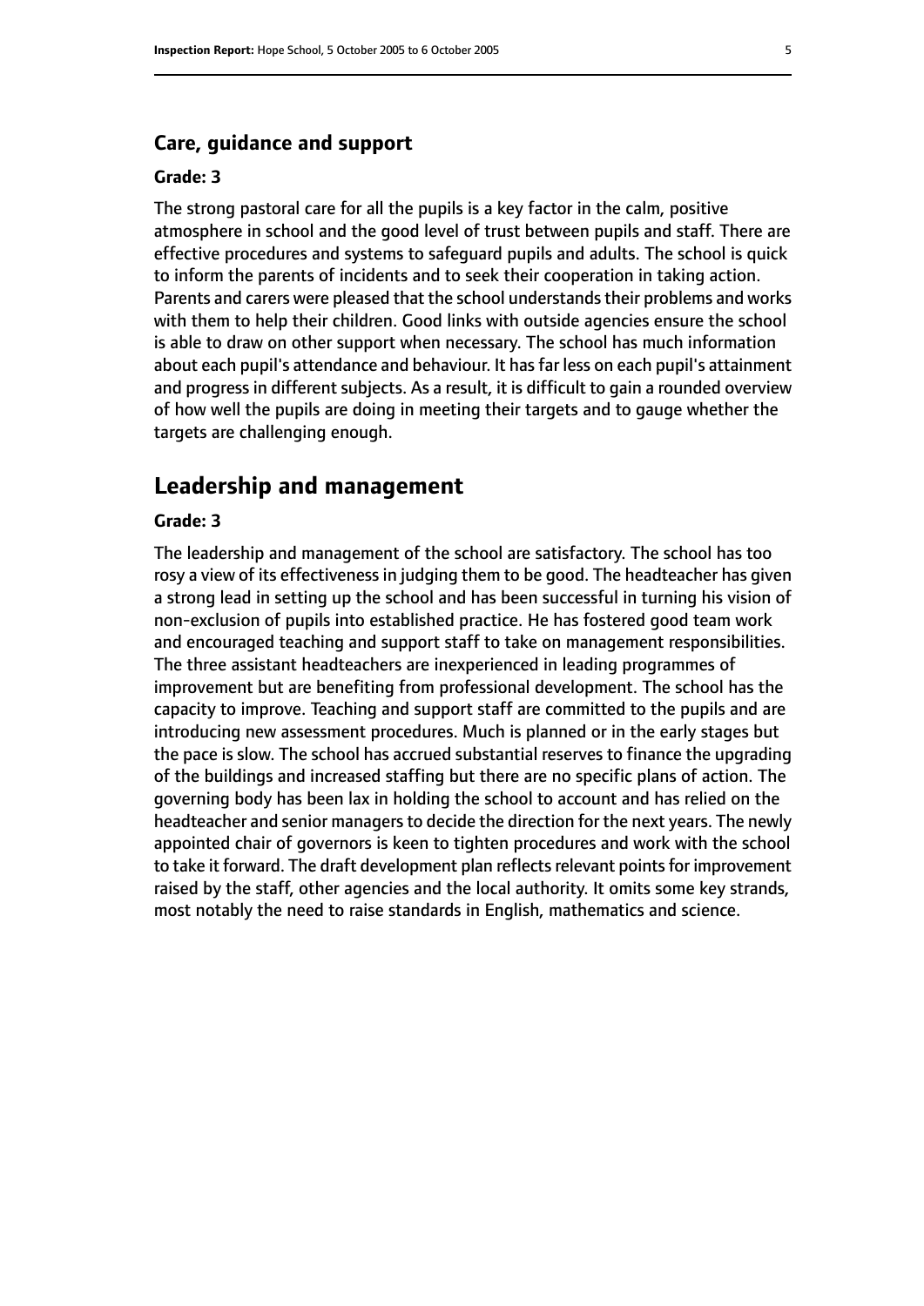### Care, guidance and support

**Grade: 3**

The strong pastoral care for all the pupils is a key factor in the calm, positive atmosphere in school and the good level of trust between pupils and staff. There are effective procedures and systems to safeguard pupils and adults. The school is quick to inform the parents of incidents and to seek their cooperation in taking action. Parents and carers were pleased that the school understands their problems and works with them to help their children. Good links with outside agencies ensure the school is able to draw on other support when necessary. The school has much information about each pupil's attendance and behaviour. It has far less on each pupil's attainment and progress in different subjects. As a result, it is difficult to gain a rounded overview of how well the pupils are doing in meeting their targets and to gauge whether the targets are challenging enough.

## Leadership and management

**Grade: 3**

The leadership and management of the school are satisfactory. The school has too rosy a view of its effectiveness in judging them to be good. The headteacher has given a strong lead in setting up the school and has been successful in turning his vision of non-exclusion of pupils into established practice. He has fostered good team work and encouraged teaching and support staff to take on management responsibilities. The three assistant headteachers are inexperienced in leading programmes of improvement but are benefiting from professional development. The school has the capacity to improve. Teaching and support staff are committed to the pupils and are introducing new assessment procedures. Much is planned or in the early stages but the pace is slow. The school has accrued substantial reserves to finance the upgrading of the buildings and increased staffing but there are no specific plans of action. The governing body has been lax in holding the school to account and has relied on the headteacher and senior managers to decide the direction for the next years. The newly appointed chair of governors is keen to tighten procedures and work with the school to take it forward. The draft development plan reflects relevant points for improvement raised by the staff, other agencies and the local authority. It omits some key strands, most notably the need to raise standards in English, mathematics and science.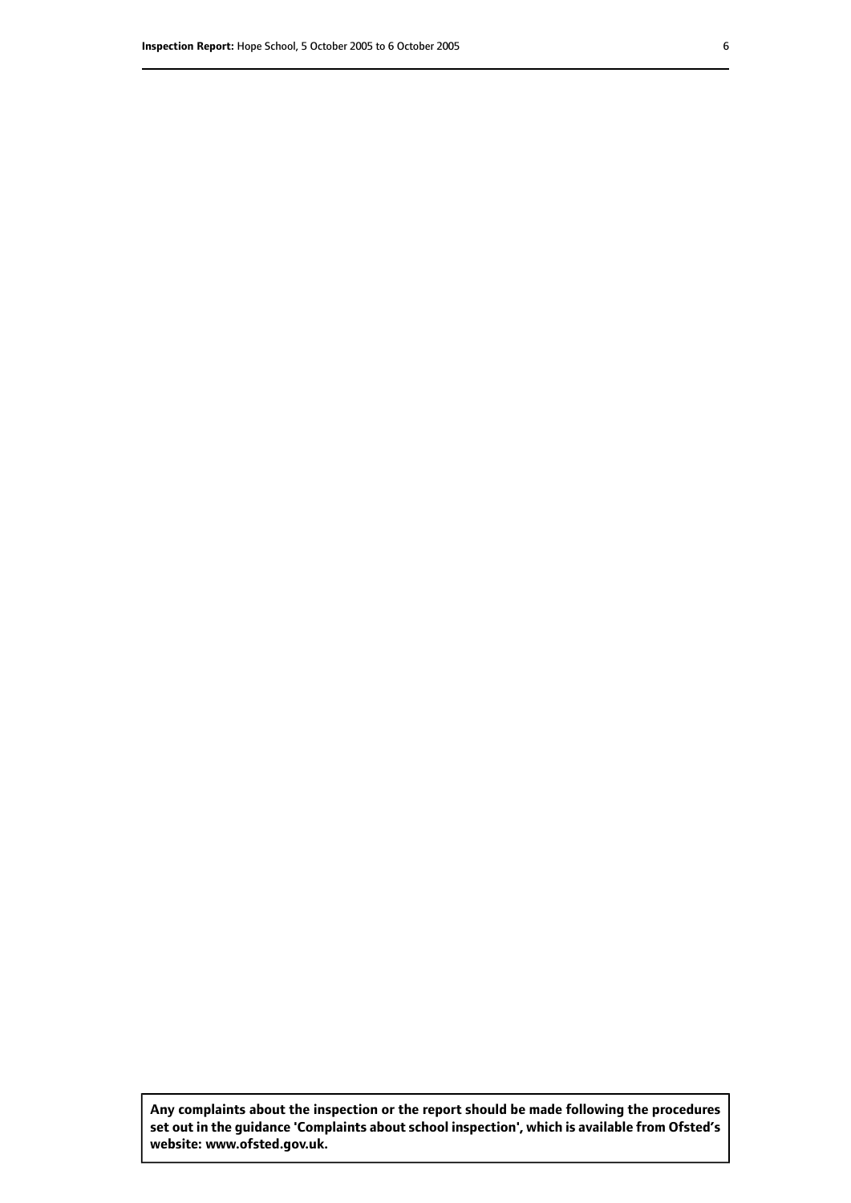**Any complaints about the inspection or the report should be made following the procedures set out in the guidance 'Complaints about school inspection', which is available from Ofsted's website: www.ofsted.gov.uk.**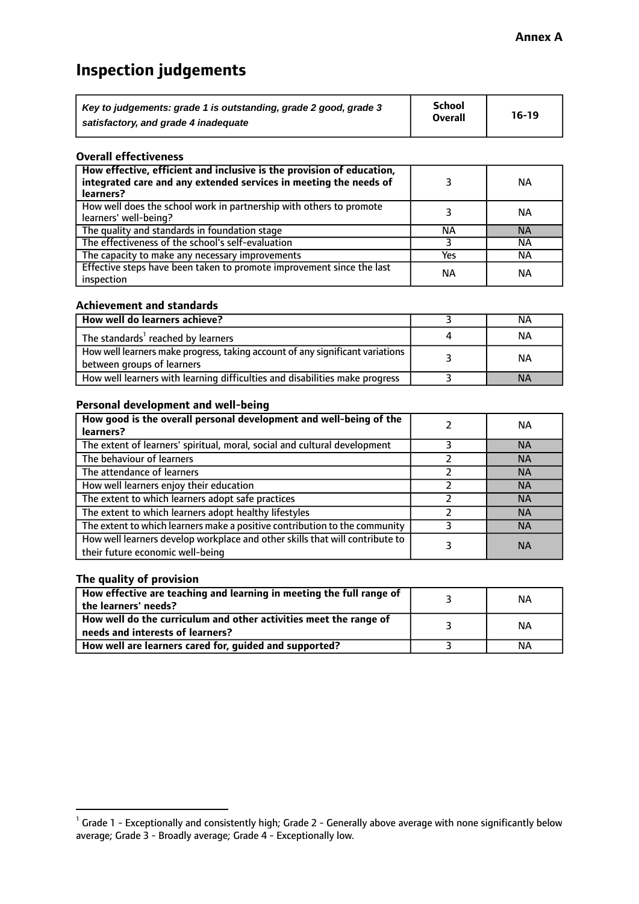**Annex A**

# Inspection judgements

| *Key to judgements: grade 1 is outstanding, grade 2 good, grade 3 satisfactory, and grade 4 inadequate* | School Overall | 16-19 |
|---|---|---|

### Overall effectiveness

| | | |
|---|---|---|
| **How effective, efficient and inclusive is the provision of education, integrated care and any extended services in meeting the needs of learners?** | 3 | NA |
| How well does the school work in partnership with others to promote learners' well-being? | 3 | NA |
| The quality and standards in foundation stage | NA | NA |
| The effectiveness of the school's self-evaluation | 3 | NA |
| The capacity to make any necessary improvements | Yes | NA |
| Effective steps have been taken to promote improvement since the last inspection | NA | NA |

### Achievement and standards

| | | |
|---|---|---|
| **How well do learners achieve?** | 3 | NA |
| The standards[1] reached by learners | 4 | NA |
| How well learners make progress, taking account of any significant variations between groups of learners | 3 | NA |
| How well learners with learning difficulties and disabilities make progress | 3 | NA |

### Personal development and well-being

| | | |
|---|---|---|
| **How good is the overall personal development and well-being of the learners?** | 2 | NA |
| The extent of learners' spiritual, moral, social and cultural development | 3 | NA |
| The behaviour of learners | 2 | NA |
| The attendance of learners | 2 | NA |
| How well learners enjoy their education | 2 | NA |
| The extent to which learners adopt safe practices | 2 | NA |
| The extent to which learners adopt healthy lifestyles | 2 | NA |
| The extent to which learners make a positive contribution to the community | 3 | NA |
| How well learners develop workplace and other skills that will contribute to their future economic well-being | 3 | NA |

### The quality of provision

| | | |
|---|---|---|
| **How effective are teaching and learning in meeting the full range of the learners' needs?** | 3 | NA |
| **How well do the curriculum and other activities meet the range of needs and interests of learners?** | 3 | NA |
| **How well are learners cared for, guided and supported?** | 3 | NA |

[1] Grade 1 - Exceptionally and consistently high; Grade 2 - Generally above average with none significantly below average; Grade 3 - Broadly average; Grade 4 - Exceptionally low.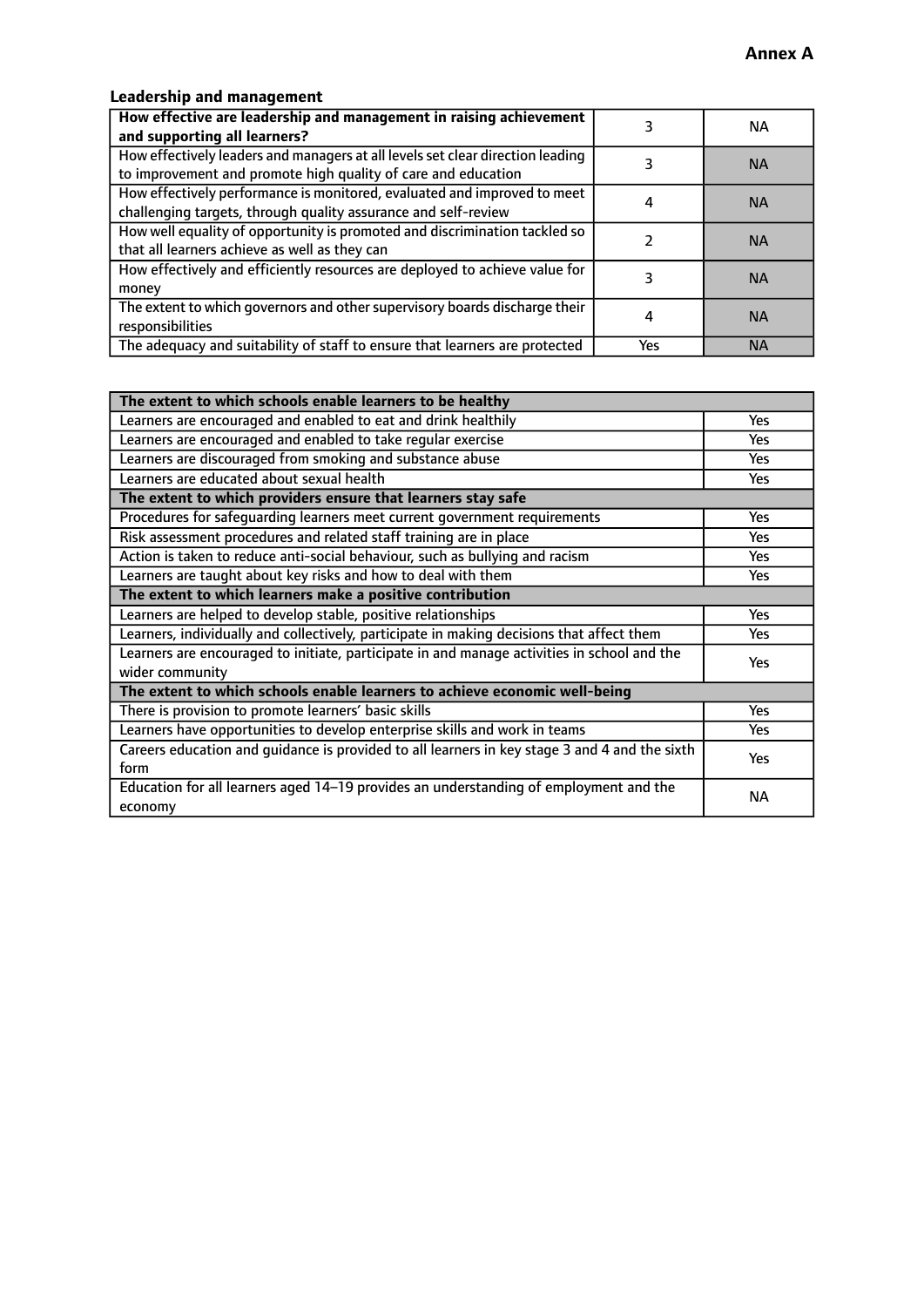**Annex A**

### Leadership and management

| **How effective are leadership and management in raising achievement and supporting all learners?** | 3 | NA |
|---|---|---|
| How effectively leaders and managers at all levels set clear direction leading to improvement and promote high quality of care and education | 3 | NA |
| How effectively performance is monitored, evaluated and improved to meet challenging targets, through quality assurance and self-review | 4 | NA |
| How well equality of opportunity is promoted and discrimination tackled so that all learners achieve as well as they can | 2 | NA |
| How effectively and efficiently resources are deployed to achieve value for money | 3 | NA |
| The extent to which governors and other supervisory boards discharge their responsibilities | 4 | NA |
| The adequacy and suitability of staff to ensure that learners are protected | Yes | NA |

| **The extent to which schools enable learners to be healthy** | |
|---|---|
| Learners are encouraged and enabled to eat and drink healthily | Yes |
| Learners are encouraged and enabled to take regular exercise | Yes |
| Learners are discouraged from smoking and substance abuse | Yes |
| Learners are educated about sexual health | Yes |
| **The extent to which providers ensure that learners stay safe** | |
| Procedures for safeguarding learners meet current government requirements | Yes |
| Risk assessment procedures and related staff training are in place | Yes |
| Action is taken to reduce anti-social behaviour, such as bullying and racism | Yes |
| Learners are taught about key risks and how to deal with them | Yes |
| **The extent to which learners make a positive contribution** | |
| Learners are helped to develop stable, positive relationships | Yes |
| Learners, individually and collectively, participate in making decisions that affect them | Yes |
| Learners are encouraged to initiate, participate in and manage activities in school and the wider community | Yes |
| **The extent to which schools enable learners to achieve economic well-being** | |
| There is provision to promote learners' basic skills | Yes |
| Learners have opportunities to develop enterprise skills and work in teams | Yes |
| Careers education and guidance is provided to all learners in key stage 3 and 4 and the sixth form | Yes |
| Education for all learners aged 14–19 provides an understanding of employment and the economy | NA |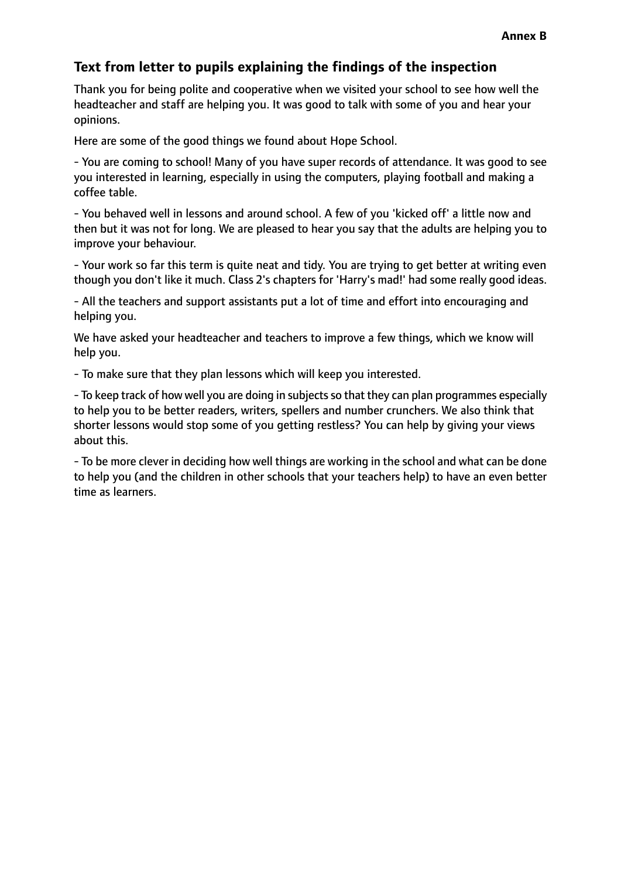**Annex B**

## Text from letter to pupils explaining the findings of the inspection

Thank you for being polite and cooperative when we visited your school to see how well the headteacher and staff are helping you. It was good to talk with some of you and hear your opinions.

Here are some of the good things we found about Hope School.

- You are coming to school! Many of you have super records of attendance. It was good to see you interested in learning, especially in using the computers, playing football and making a coffee table.

- You behaved well in lessons and around school. A few of you 'kicked off' a little now and then but it was not for long. We are pleased to hear you say that the adults are helping you to improve your behaviour.

- Your work so far this term is quite neat and tidy. You are trying to get better at writing even though you don't like it much. Class 2's chapters for 'Harry's mad!' had some really good ideas.

- All the teachers and support assistants put a lot of time and effort into encouraging and helping you.

We have asked your headteacher and teachers to improve a few things, which we know will help you.

- To make sure that they plan lessons which will keep you interested.

- To keep track of how well you are doing in subjects so that they can plan programmes especially to help you to be better readers, writers, spellers and number crunchers. We also think that shorter lessons would stop some of you getting restless? You can help by giving your views about this.

- To be more clever in deciding how well things are working in the school and what can be done to help you (and the children in other schools that your teachers help) to have an even better time as learners.